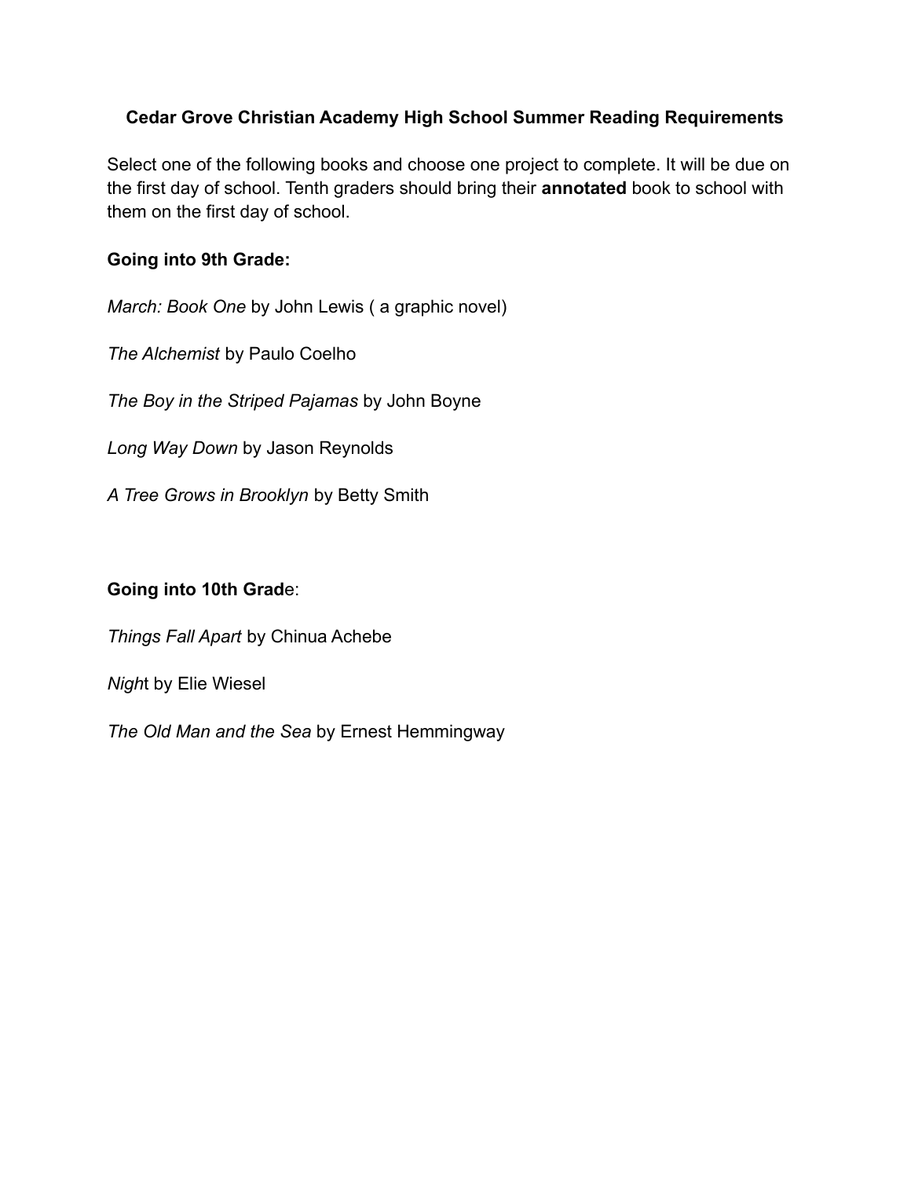**Cedar Grove Christian Academy High School Summer Reading Requirements**

Select one of the following books and choose one project to complete. It will be due on the first day of school. Tenth graders should bring their **annotated** book to school with them on the first day of school.

**Going into 9th Grade:**

*March: Book One* by John Lewis ( a graphic novel)

*The Alchemist* by Paulo Coelho

*The Boy in the Striped Pajamas* by John Boyne

*Long Way Down* by Jason Reynolds

*A Tree Grows in Brooklyn* by Betty Smith

**Going into 10th Grad**e:

*Things Fall Apart* by Chinua Achebe

*Nigh*t by Elie Wiesel

*The Old Man and the Sea* by Ernest Hemmingway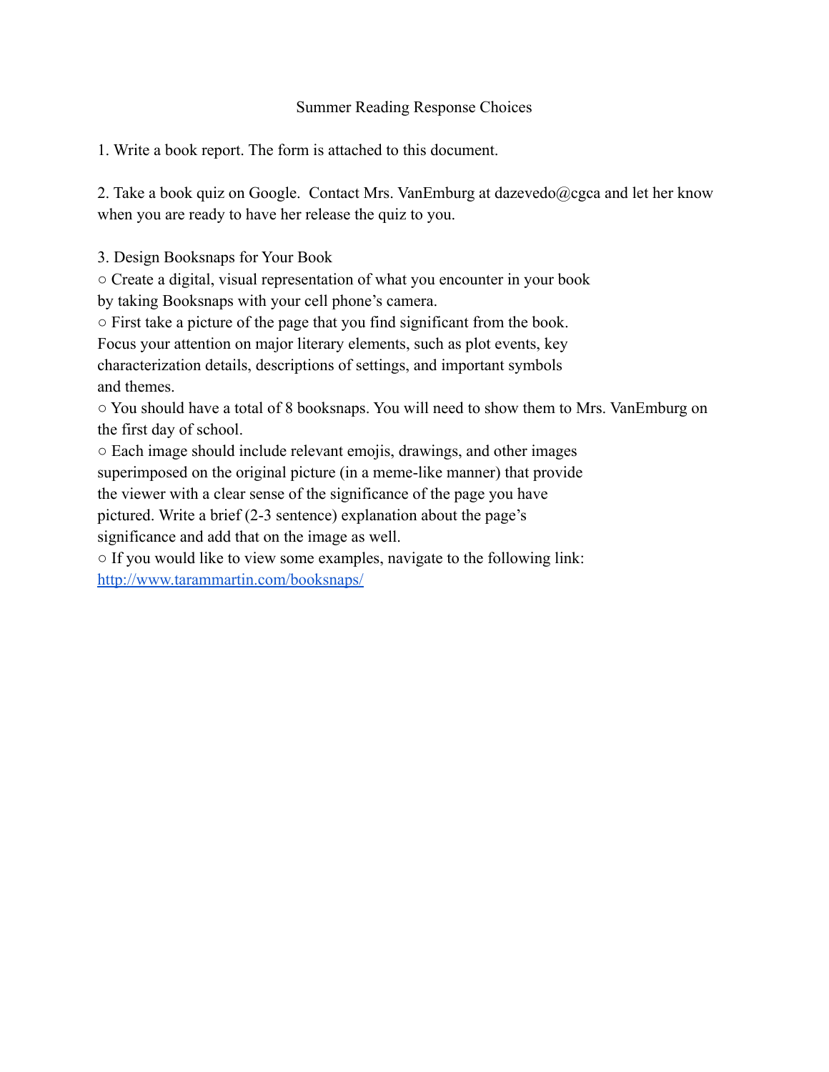# Summer Reading Response Choices

1. Write a book report. The form is attached to this document.

2. Take a book quiz on Google. Contact Mrs. VanEmburg at dazevedo@cgca and let her know when you are ready to have her release the quiz to you.

3. Design Booksnaps for Your Book

○ Create a digital, visual representation of what you encounter in your book by taking Booksnaps with your cell phone's camera.

○ First take a picture of the page that you find significant from the book. Focus your attention on major literary elements, such as plot events, key characterization details, descriptions of settings, and important symbols and themes.

○ You should have a total of 8 booksnaps. You will need to show them to Mrs. VanEmburg on the first day of school.

○ Each image should include relevant emojis, drawings, and other images superimposed on the original picture (in a meme-like manner) that provide the viewer with a clear sense of the significance of the page you have pictured. Write a brief (2-3 sentence) explanation about the page's significance and add that on the image as well.

○ If you would like to view some examples, navigate to the following link: [http://www.tarammartin.com/booksnaps/](http://www.tarammartin.com/booksnaps/)